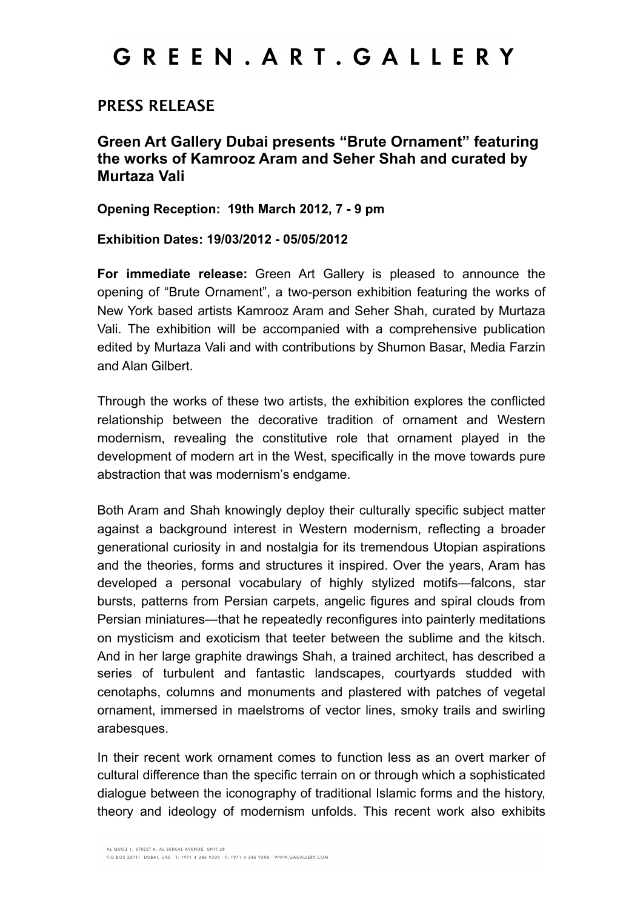# G R E E N . A R T . G A L L E R Y

## PRESS RELEASE

### Green Art Gallery Dubai presents "Brute Ornament" featuring the works of Kamrooz Aram and Seher Shah and curated by Murtaza Vali

**Opening Reception: 19th March 2012, 7 - 9 pm**

**Exhibition Dates: 19/03/2012 - 05/05/2012**

**For immediate release:** Green Art Gallery is pleased to announce the opening of "Brute Ornament", a two-person exhibition featuring the works of New York based artists Kamrooz Aram and Seher Shah, curated by Murtaza Vali. The exhibition will be accompanied with a comprehensive publication edited by Murtaza Vali and with contributions by Shumon Basar, Media Farzin and Alan Gilbert.

Through the works of these two artists, the exhibition explores the conflicted relationship between the decorative tradition of ornament and Western modernism, revealing the constitutive role that ornament played in the development of modern art in the West, specifically in the move towards pure abstraction that was modernism's endgame.

Both Aram and Shah knowingly deploy their culturally specific subject matter against a background interest in Western modernism, reflecting a broader generational curiosity in and nostalgia for its tremendous Utopian aspirations and the theories, forms and structures it inspired. Over the years, Aram has developed a personal vocabulary of highly stylized motifs—falcons, star bursts, patterns from Persian carpets, angelic figures and spiral clouds from Persian miniatures—that he repeatedly reconfigures into painterly meditations on mysticism and exoticism that teeter between the sublime and the kitsch. And in her large graphite drawings Shah, a trained architect, has described a series of turbulent and fantastic landscapes, courtyards studded with cenotaphs, columns and monuments and plastered with patches of vegetal ornament, immersed in maelstroms of vector lines, smoky trails and swirling arabesques.

In their recent work ornament comes to function less as an overt marker of cultural difference than the specific terrain on or through which a sophisticated dialogue between the iconography of traditional Islamic forms and the history, theory and ideology of modernism unfolds. This recent work also exhibits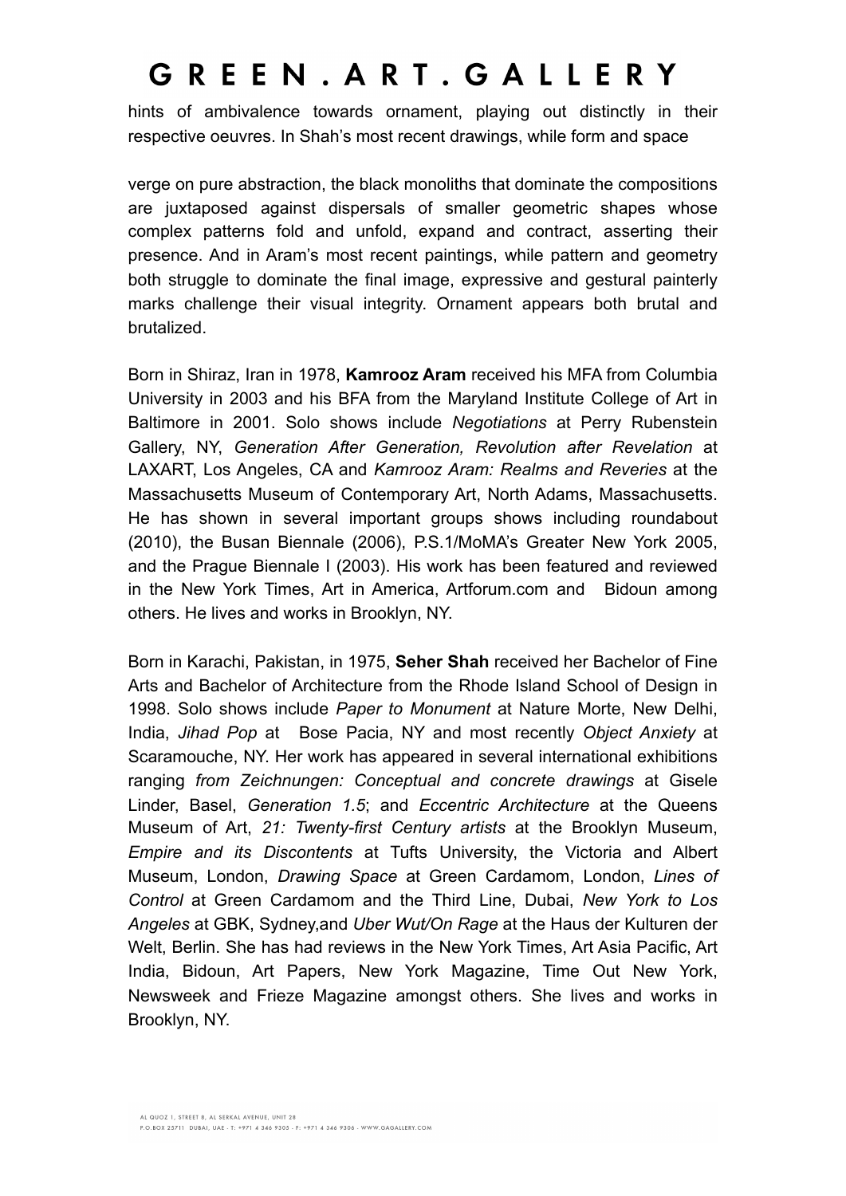hints of ambivalence towards ornament, playing out distinctly in their respective oeuvres. In Shah's most recent drawings, while form and space

verge on pure abstraction, the black monoliths that dominate the compositions are juxtaposed against dispersals of smaller geometric shapes whose complex patterns fold and unfold, expand and contract, asserting their presence. And in Aram's most recent paintings, while pattern and geometry both struggle to dominate the final image, expressive and gestural painterly marks challenge their visual integrity. Ornament appears both brutal and brutalized.

Born in Shiraz, Iran in 1978, **Kamrooz Aram** received his MFA from Columbia University in 2003 and his BFA from the Maryland Institute College of Art in Baltimore in 2001. Solo shows include *Negotiations* at Perry Rubenstein Gallery, NY, *Generation After Generation, Revolution after Revelation* at LAXART, Los Angeles, CA and *Kamrooz Aram: Realms and Reveries* at the Massachusetts Museum of Contemporary Art, North Adams, Massachusetts. He has shown in several important groups shows including roundabout (2010), the Busan Biennale (2006), P.S.1/MoMA's Greater New York 2005, and the Prague Biennale I (2003). His work has been featured and reviewed in the New York Times, Art in America, Artforum.com and Bidoun among others. He lives and works in Brooklyn, NY.

Born in Karachi, Pakistan, in 1975, **Seher Shah** received her Bachelor of Fine Arts and Bachelor of Architecture from the Rhode Island School of Design in 1998. Solo shows include *Paper to Monument* at Nature Morte, New Delhi, India, *Jihad Pop* at Bose Pacia, NY and most recently *Object Anxiety* at Scaramouche, NY. Her work has appeared in several international exhibitions ranging *from Zeichnungen: Conceptual and concrete drawings* at Gisele Linder, Basel, *Generation 1.5*; and *Eccentric Architecture* at the Queens Museum of Art, *21: Twenty-first Century artists* at the Brooklyn Museum, *Empire and its Discontents* at Tufts University, the Victoria and Albert Museum, London, *Drawing Space* at Green Cardamom, London, *Lines of Control* at Green Cardamom and the Third Line, Dubai, *New York to Los Angeles* at GBK, Sydney,and *Uber Wut/On Rage* at the Haus der Kulturen der Welt, Berlin. She has had reviews in the New York Times, Art Asia Pacific, Art India, Bidoun, Art Papers, New York Magazine, Time Out New York, Newsweek and Frieze Magazine amongst others. She lives and works in Brooklyn, NY.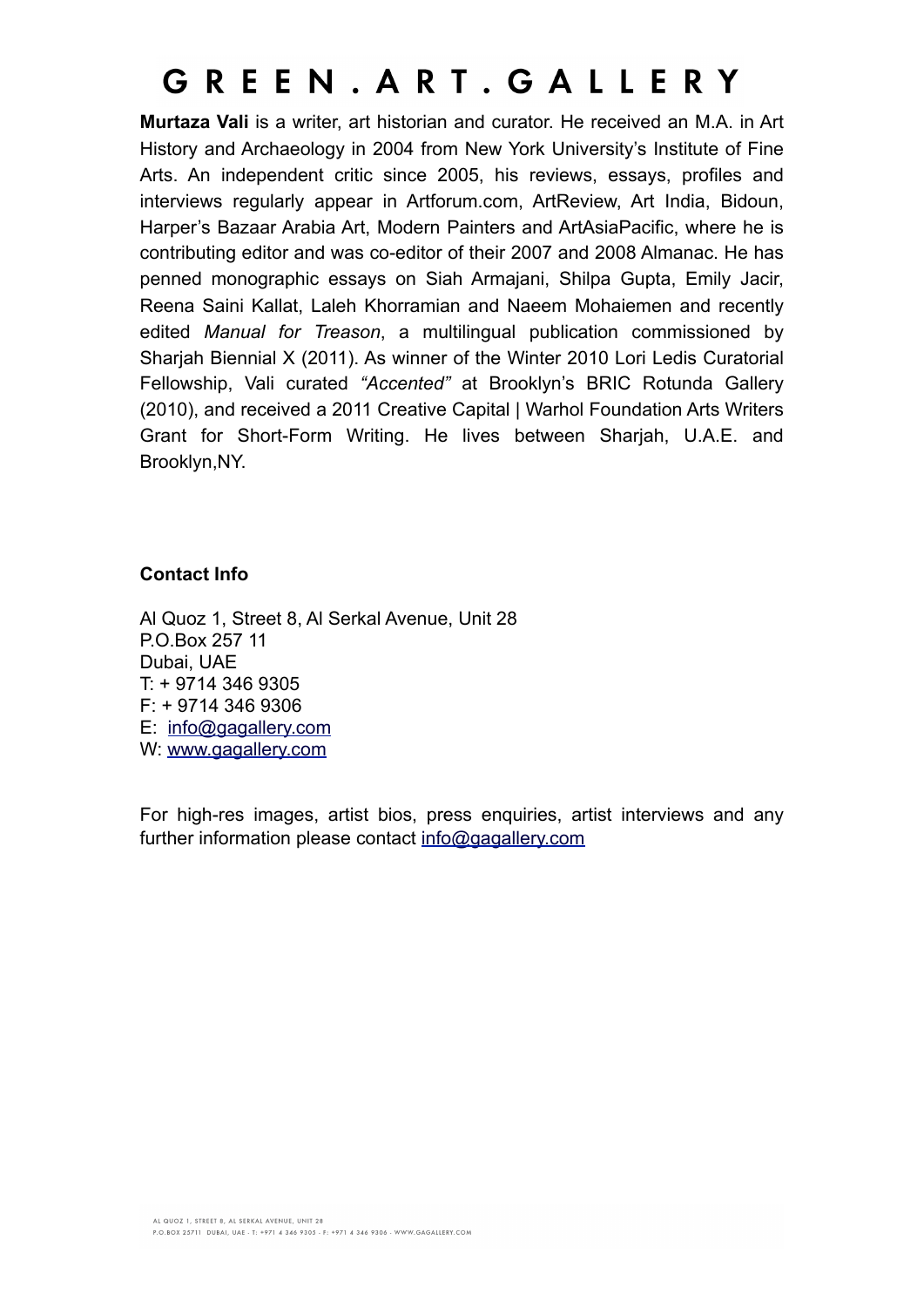**Murtaza Vali** is a writer, art historian and curator. He received an M.A. in Art History and Archaeology in 2004 from New York University's Institute of Fine Arts. An independent critic since 2005, his reviews, essays, profiles and interviews regularly appear in Artforum.com, ArtReview, Art India, Bidoun, Harper's Bazaar Arabia Art, Modern Painters and ArtAsiaPacific, where he is contributing editor and was co-editor of their 2007 and 2008 Almanac. He has penned monographic essays on Siah Armajani, Shilpa Gupta, Emily Jacir, Reena Saini Kallat, Laleh Khorramian and Naeem Mohaiemen and recently edited *Manual for Treason*, a multilingual publication commissioned by Sharjah Biennial X (2011). As winner of the Winter 2010 Lori Ledis Curatorial Fellowship, Vali curated *"Accented"* at Brooklyn's BRIC Rotunda Gallery (2010), and received a 2011 Creative Capital | Warhol Foundation Arts Writers Grant for Short-Form Writing. He lives between Sharjah, U.A.E. and Brooklyn,NY.

**Contact Info**

Al Quoz 1, Street 8, Al Serkal Avenue, Unit 28
P.O.Box 257 11
Dubai, UAE
T: + 9714 346 9305
F: + 9714 346 9306
E: info@gagallery.com
W: www.gagallery.com

For high-res images, artist bios, press enquiries, artist interviews and any further information please contact info@gagallery.com